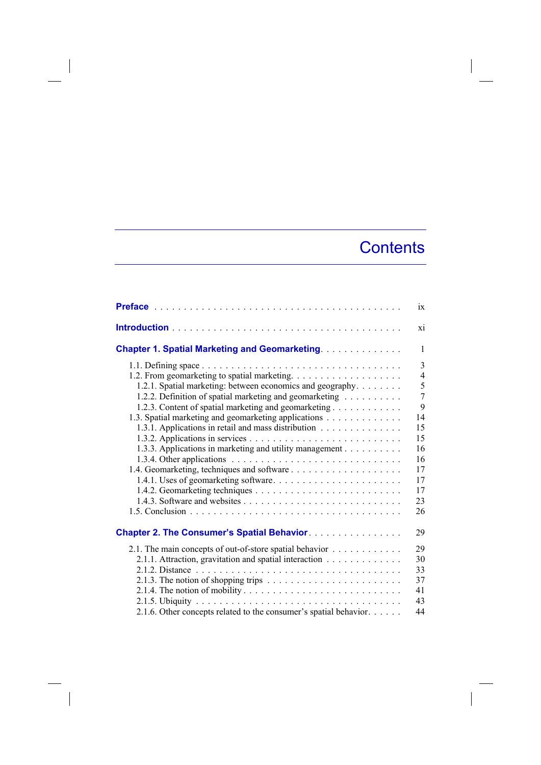# Contents

| | |
|---|---|
| **Preface** | ix |
| **Introduction** | xi |
| **Chapter 1. Spatial Marketing and Geomarketing** | 1 |
| 1.1. Defining space | 3 |
| 1.2. From geomarketing to spatial marketing | 4 |
| 1.2.1. Spatial marketing: between economics and geography | 5 |
| 1.2.2. Definition of spatial marketing and geomarketing | 7 |
| 1.2.3. Content of spatial marketing and geomarketing | 9 |
| 1.3. Spatial marketing and geomarketing applications | 14 |
| 1.3.1. Applications in retail and mass distribution | 15 |
| 1.3.2. Applications in services | 15 |
| 1.3.3. Applications in marketing and utility management | 16 |
| 1.3.4. Other applications | 16 |
| 1.4. Geomarketing, techniques and software | 17 |
| 1.4.1. Uses of geomarketing software | 17 |
| 1.4.2. Geomarketing techniques | 17 |
| 1.4.3. Software and websites | 23 |
| 1.5. Conclusion | 26 |
| **Chapter 2. The Consumer's Spatial Behavior** | 29 |
| 2.1. The main concepts of out-of-store spatial behavior | 29 |
| 2.1.1. Attraction, gravitation and spatial interaction | 30 |
| 2.1.2. Distance | 33 |
| 2.1.3. The notion of shopping trips | 37 |
| 2.1.4. The notion of mobility | 41 |
| 2.1.5. Ubiquity | 43 |
| 2.1.6. Other concepts related to the consumer's spatial behavior | 44 |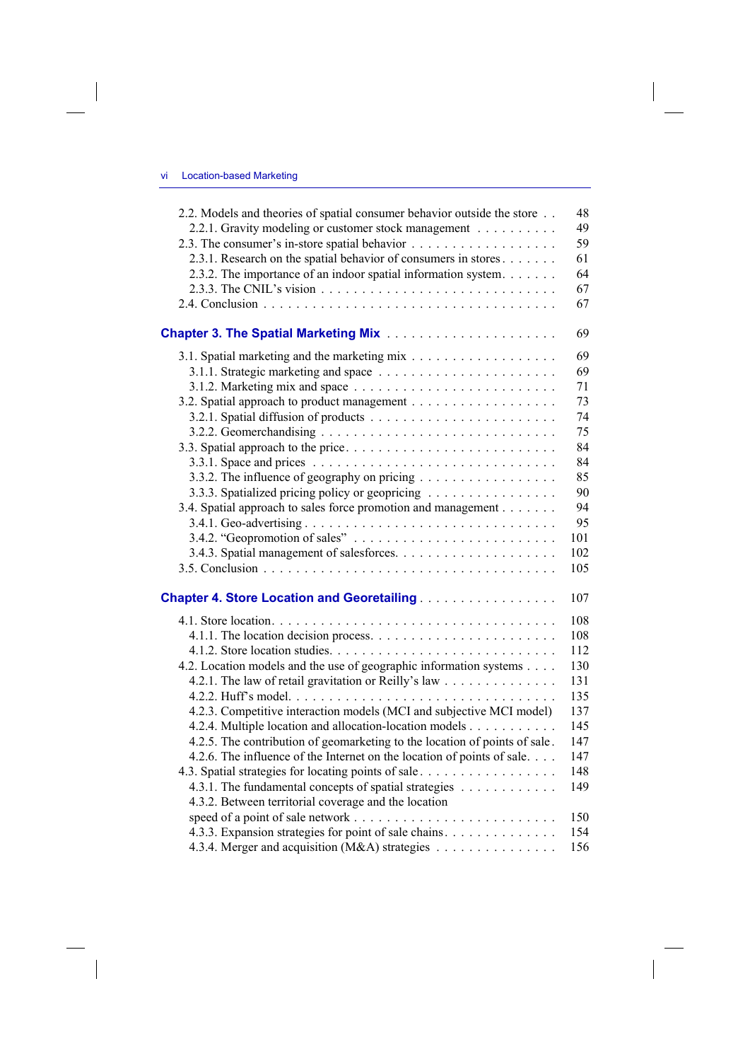2.2. Models and theories of spatial consumer behavior outside the store . . 48
2.2.1. Gravity modeling or customer stock management . . . . . . . . . . 49
2.3. The consumer's in-store spatial behavior . . . . . . . . . . . . . . . . . 59
2.3.1. Research on the spatial behavior of consumers in stores . . . . . . . 61
2.3.2. The importance of an indoor spatial information system. . . . . . . 64
2.3.3. The CNIL's vision . . . . . . . . . . . . . . . . . . . . . . . . . . 67
2.4. Conclusion . . . . . . . . . . . . . . . . . . . . . . . . . . . . . . . 67

**Chapter 3. The Spatial Marketing Mix** . . . . . . . . . . . . . . . . . . . . 69

3.1. Spatial marketing and the marketing mix . . . . . . . . . . . . . . . . 69
3.1.1. Strategic marketing and space . . . . . . . . . . . . . . . . . . . . 69
3.1.2. Marketing mix and space . . . . . . . . . . . . . . . . . . . . . . . 71
3.2. Spatial approach to product management . . . . . . . . . . . . . . . . 73
3.2.1. Spatial diffusion of products . . . . . . . . . . . . . . . . . . . . . 74
3.2.2. Geomerchandising . . . . . . . . . . . . . . . . . . . . . . . . . . 75
3.3. Spatial approach to the price. . . . . . . . . . . . . . . . . . . . . . . 84
3.3.1. Space and prices . . . . . . . . . . . . . . . . . . . . . . . . . . . 84
3.3.2. The influence of geography on pricing . . . . . . . . . . . . . . . . 85
3.3.3. Spatialized pricing policy or geopricing . . . . . . . . . . . . . . . 90
3.4. Spatial approach to sales force promotion and management . . . . . . . 94
3.4.1. Geo-advertising . . . . . . . . . . . . . . . . . . . . . . . . . . . . 95
3.4.2. "Geopromotion of sales" . . . . . . . . . . . . . . . . . . . . . . . 101
3.4.3. Spatial management of salesforces. . . . . . . . . . . . . . . . . . 102
3.5. Conclusion . . . . . . . . . . . . . . . . . . . . . . . . . . . . . . . 105

**Chapter 4. Store Location and Georetailing** . . . . . . . . . . . . . . . . . 107

4.1. Store location. . . . . . . . . . . . . . . . . . . . . . . . . . . . . . 108
4.1.1. The location decision process. . . . . . . . . . . . . . . . . . . . . 108
4.1.2. Store location studies. . . . . . . . . . . . . . . . . . . . . . . . . 112
4.2. Location models and the use of geographic information systems . . . . 130
4.2.1. The law of retail gravitation or Reilly's law . . . . . . . . . . . . . 131
4.2.2. Huff's model. . . . . . . . . . . . . . . . . . . . . . . . . . . . . . 135
4.2.3. Competitive interaction models (MCI and subjective MCI model) 137
4.2.4. Multiple location and allocation-location models . . . . . . . . . . 145
4.2.5. The contribution of geomarketing to the location of points of sale . 147
4.2.6. The influence of the Internet on the location of points of sale. . . . 147
4.3. Spatial strategies for locating points of sale . . . . . . . . . . . . . . . 148
4.3.1. The fundamental concepts of spatial strategies . . . . . . . . . . . 149
4.3.2. Between territorial coverage and the location speed of a point of sale network . . . . . . . . . . . . . . . . . . . . . . . . . . 150
4.3.3. Expansion strategies for point of sale chains. . . . . . . . . . . . . 154
4.3.4. Merger and acquisition (M&A) strategies . . . . . . . . . . . . . . 156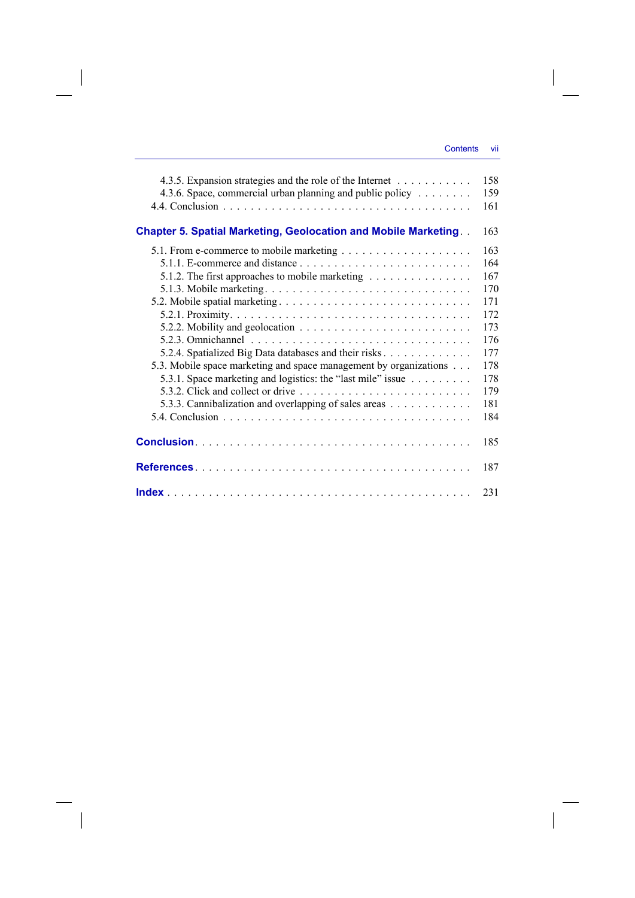4.3.5. Expansion strategies and the role of the Internet . . . . . . . . . . . 158
4.3.6. Space, commercial urban planning and public policy . . . . . . . . 159
4.4. Conclusion . . . . . . . . . . . . . . . . . . . . . . . . . . . . . . . . . . . . 161

**Chapter 5. Spatial Marketing, Geolocation and Mobile Marketing** . . 163

5.1. From e-commerce to mobile marketing . . . . . . . . . . . . . . . . . . . 163
5.1.1. E-commerce and distance . . . . . . . . . . . . . . . . . . . . . . . . 164
5.1.2. The first approaches to mobile marketing . . . . . . . . . . . . . . . 167
5.1.3. Mobile marketing . . . . . . . . . . . . . . . . . . . . . . . . . . . . . 170
5.2. Mobile spatial marketing . . . . . . . . . . . . . . . . . . . . . . . . . . . 171
5.2.1. Proximity . . . . . . . . . . . . . . . . . . . . . . . . . . . . . . . . . . 172
5.2.2. Mobility and geolocation . . . . . . . . . . . . . . . . . . . . . . . . . 173
5.2.3. Omnichannel . . . . . . . . . . . . . . . . . . . . . . . . . . . . . . . . 176
5.2.4. Spatialized Big Data databases and their risks . . . . . . . . . . . . 177
5.3. Mobile space marketing and space management by organizations . . . 178
5.3.1. Space marketing and logistics: the “last mile” issue . . . . . . . . . 178
5.3.2. Click and collect or drive . . . . . . . . . . . . . . . . . . . . . . . . . 179
5.3.3. Cannibalization and overlapping of sales areas . . . . . . . . . . . . 181
5.4. Conclusion . . . . . . . . . . . . . . . . . . . . . . . . . . . . . . . . . . . . 184

**Conclusion** . . . . . . . . . . . . . . . . . . . . . . . . . . . . . . . . . . . . . 185

**References** . . . . . . . . . . . . . . . . . . . . . . . . . . . . . . . . . . . . . 187

**Index** . . . . . . . . . . . . . . . . . . . . . . . . . . . . . . . . . . . . . . . . 231